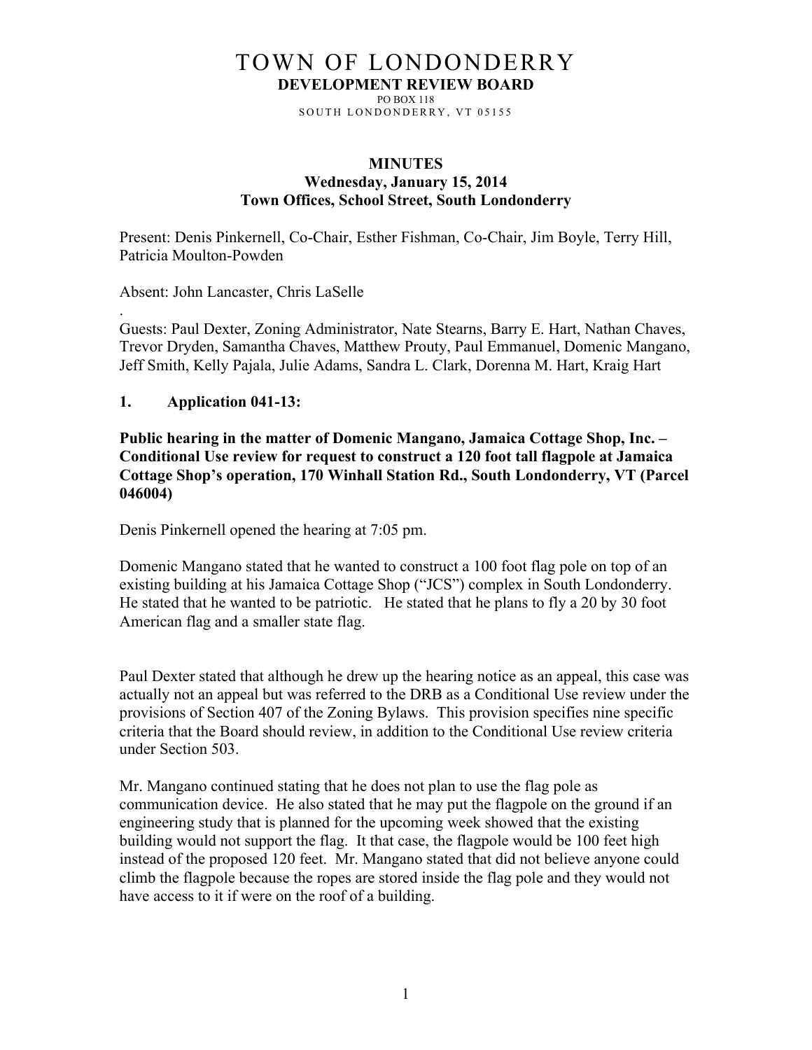# TOWN OF LONDONDERRY

**DEVELOPMENT REVIEW BOARD**

PO BOX 118

SOUTH LONDONDERRY, VT 05155

**MINUTES**
**Wednesday, January 15, 2014**
**Town Offices, School Street, South Londonderry**

Present: Denis Pinkernell, Co-Chair, Esther Fishman, Co-Chair, Jim Boyle, Terry Hill, Patricia Moulton-Powden

Absent: John Lancaster, Chris LaSelle

.

Guests: Paul Dexter, Zoning Administrator, Nate Stearns, Barry E. Hart, Nathan Chaves, Trevor Dryden, Samantha Chaves, Matthew Prouty, Paul Emmanuel, Domenic Mangano, Jeff Smith, Kelly Pajala, Julie Adams, Sandra L. Clark, Dorenna M. Hart, Kraig Hart

## 1. Application 041-13:

**Public hearing in the matter of Domenic Mangano, Jamaica Cottage Shop, Inc. – Conditional Use review for request to construct a 120 foot tall flagpole at Jamaica Cottage Shop's operation, 170 Winhall Station Rd., South Londonderry, VT (Parcel 046004)**

Denis Pinkernell opened the hearing at 7:05 pm.

Domenic Mangano stated that he wanted to construct a 100 foot flag pole on top of an existing building at his Jamaica Cottage Shop ("JCS") complex in South Londonderry. He stated that he wanted to be patriotic. He stated that he plans to fly a 20 by 30 foot American flag and a smaller state flag.

Paul Dexter stated that although he drew up the hearing notice as an appeal, this case was actually not an appeal but was referred to the DRB as a Conditional Use review under the provisions of Section 407 of the Zoning Bylaws. This provision specifies nine specific criteria that the Board should review, in addition to the Conditional Use review criteria under Section 503.

Mr. Mangano continued stating that he does not plan to use the flag pole as communication device. He also stated that he may put the flagpole on the ground if an engineering study that is planned for the upcoming week showed that the existing building would not support the flag. It that case, the flagpole would be 100 feet high instead of the proposed 120 feet. Mr. Mangano stated that did not believe anyone could climb the flagpole because the ropes are stored inside the flag pole and they would not have access to it if were on the roof of a building.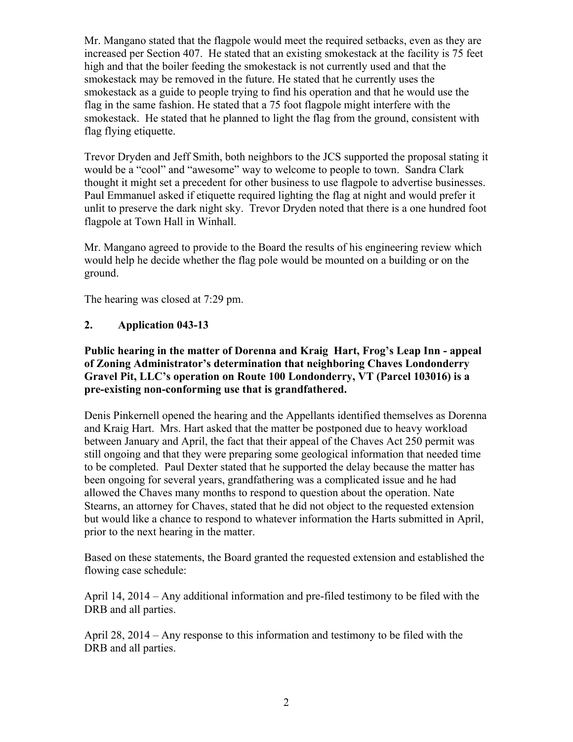Mr. Mangano stated that the flagpole would meet the required setbacks, even as they are increased per Section 407. He stated that an existing smokestack at the facility is 75 feet high and that the boiler feeding the smokestack is not currently used and that the smokestack may be removed in the future. He stated that he currently uses the smokestack as a guide to people trying to find his operation and that he would use the flag in the same fashion. He stated that a 75 foot flagpole might interfere with the smokestack. He stated that he planned to light the flag from the ground, consistent with flag flying etiquette.

Trevor Dryden and Jeff Smith, both neighbors to the JCS supported the proposal stating it would be a "cool" and "awesome" way to welcome to people to town. Sandra Clark thought it might set a precedent for other business to use flagpole to advertise businesses. Paul Emmanuel asked if etiquette required lighting the flag at night and would prefer it unlit to preserve the dark night sky. Trevor Dryden noted that there is a one hundred foot flagpole at Town Hall in Winhall.

Mr. Mangano agreed to provide to the Board the results of his engineering review which would help he decide whether the flag pole would be mounted on a building or on the ground.

The hearing was closed at 7:29 pm.

## 2. Application 043-13

**Public hearing in the matter of Dorenna and Kraig Hart, Frog's Leap Inn - appeal of Zoning Administrator's determination that neighboring Chaves Londonderry Gravel Pit, LLC's operation on Route 100 Londonderry, VT (Parcel 103016) is a pre-existing non-conforming use that is grandfathered.**

Denis Pinkernell opened the hearing and the Appellants identified themselves as Dorenna and Kraig Hart. Mrs. Hart asked that the matter be postponed due to heavy workload between January and April, the fact that their appeal of the Chaves Act 250 permit was still ongoing and that they were preparing some geological information that needed time to be completed. Paul Dexter stated that he supported the delay because the matter has been ongoing for several years, grandfathering was a complicated issue and he had allowed the Chaves many months to respond to question about the operation. Nate Stearns, an attorney for Chaves, stated that he did not object to the requested extension but would like a chance to respond to whatever information the Harts submitted in April, prior to the next hearing in the matter.

Based on these statements, the Board granted the requested extension and established the flowing case schedule:

April 14, 2014 – Any additional information and pre-filed testimony to be filed with the DRB and all parties.

April 28, 2014 – Any response to this information and testimony to be filed with the DRB and all parties.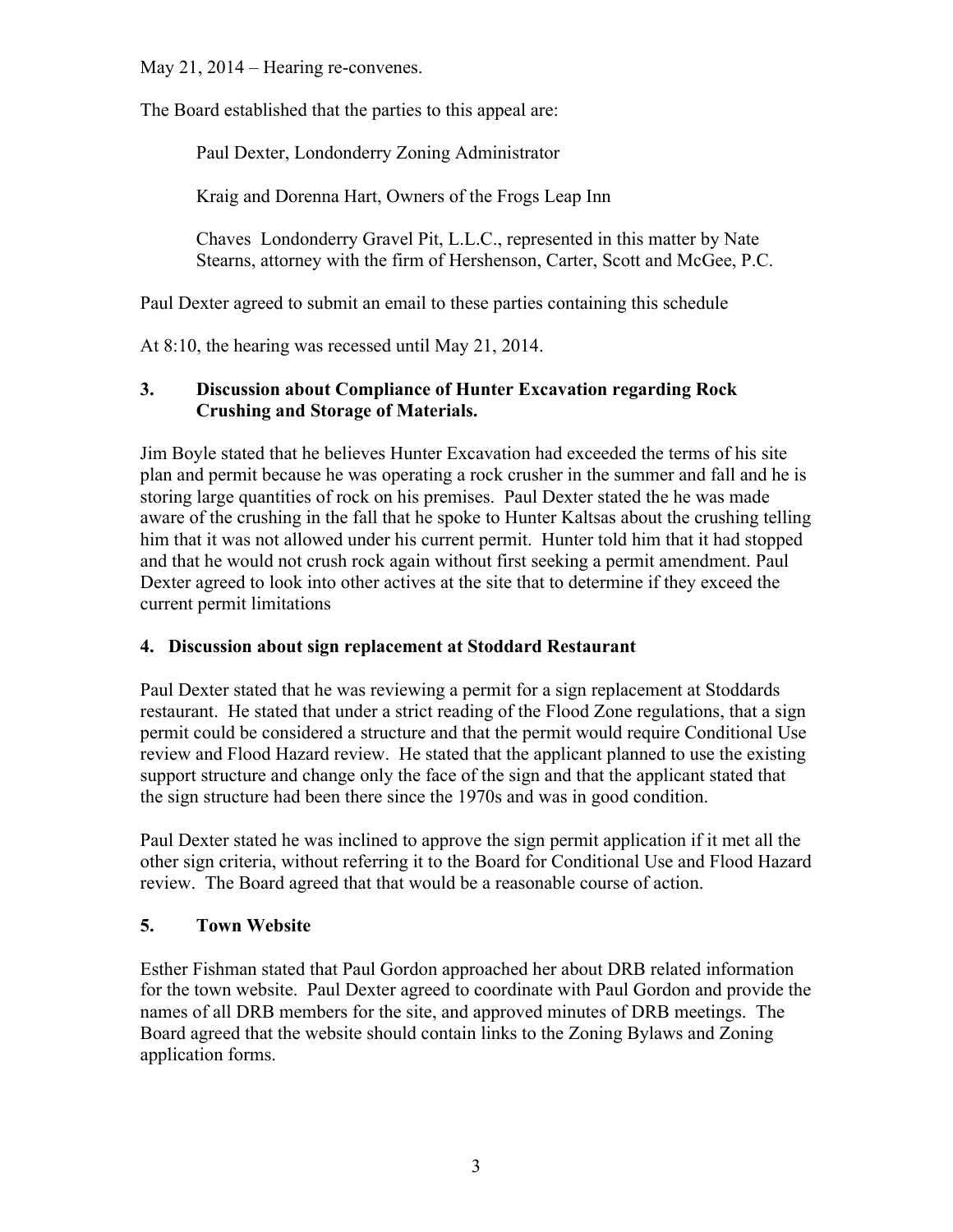May 21, 2014 – Hearing re-convenes.

The Board established that the parties to this appeal are:

Paul Dexter, Londonderry Zoning Administrator

Kraig and Dorenna Hart, Owners of the Frogs Leap Inn

Chaves Londonderry Gravel Pit, L.L.C., represented in this matter by Nate Stearns, attorney with the firm of Hershenson, Carter, Scott and McGee, P.C.

Paul Dexter agreed to submit an email to these parties containing this schedule

At 8:10, the hearing was recessed until May 21, 2014.

### 3. Discussion about Compliance of Hunter Excavation regarding Rock Crushing and Storage of Materials.

Jim Boyle stated that he believes Hunter Excavation had exceeded the terms of his site plan and permit because he was operating a rock crusher in the summer and fall and he is storing large quantities of rock on his premises. Paul Dexter stated the he was made aware of the crushing in the fall that he spoke to Hunter Kaltsas about the crushing telling him that it was not allowed under his current permit. Hunter told him that it had stopped and that he would not crush rock again without first seeking a permit amendment. Paul Dexter agreed to look into other actives at the site that to determine if they exceed the current permit limitations

### 4. Discussion about sign replacement at Stoddard Restaurant

Paul Dexter stated that he was reviewing a permit for a sign replacement at Stoddards restaurant. He stated that under a strict reading of the Flood Zone regulations, that a sign permit could be considered a structure and that the permit would require Conditional Use review and Flood Hazard review. He stated that the applicant planned to use the existing support structure and change only the face of the sign and that the applicant stated that the sign structure had been there since the 1970s and was in good condition.

Paul Dexter stated he was inclined to approve the sign permit application if it met all the other sign criteria, without referring it to the Board for Conditional Use and Flood Hazard review. The Board agreed that that would be a reasonable course of action.

### 5. Town Website

Esther Fishman stated that Paul Gordon approached her about DRB related information for the town website. Paul Dexter agreed to coordinate with Paul Gordon and provide the names of all DRB members for the site, and approved minutes of DRB meetings. The Board agreed that the website should contain links to the Zoning Bylaws and Zoning application forms.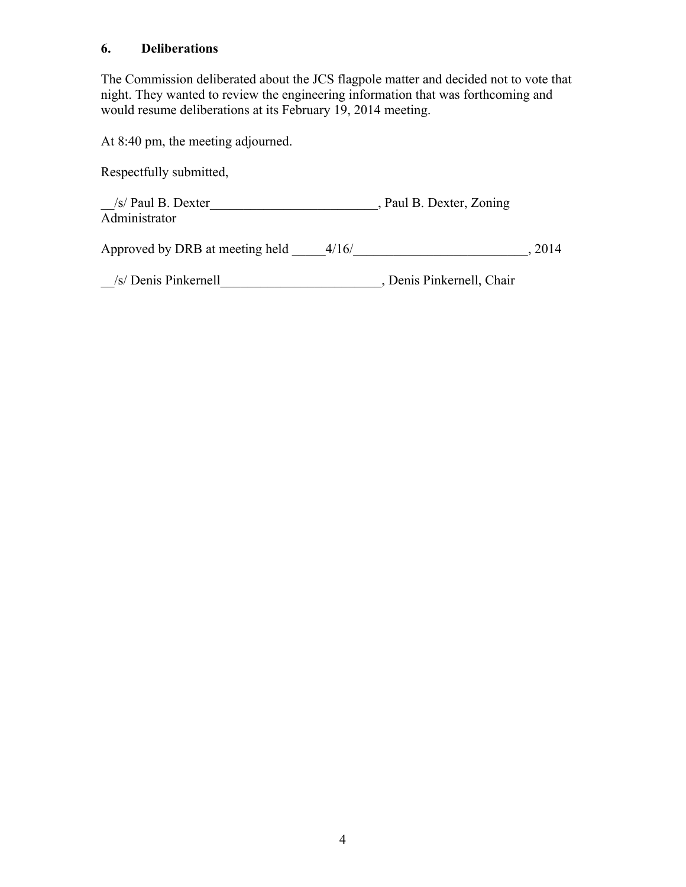### 6. Deliberations

The Commission deliberated about the JCS flagpole matter and decided not to vote that night. They wanted to review the engineering information that was forthcoming and would resume deliberations at its February 19, 2014 meeting.

At 8:40 pm, the meeting adjourned.

Respectfully submitted,

__/s/ Paul B. Dexter_________________________, Paul B. Dexter, Zoning Administrator

Approved by DRB at meeting held _____4/16/__________________________, 2014

__/s/ Denis Pinkernell________________________, Denis Pinkernell, Chair